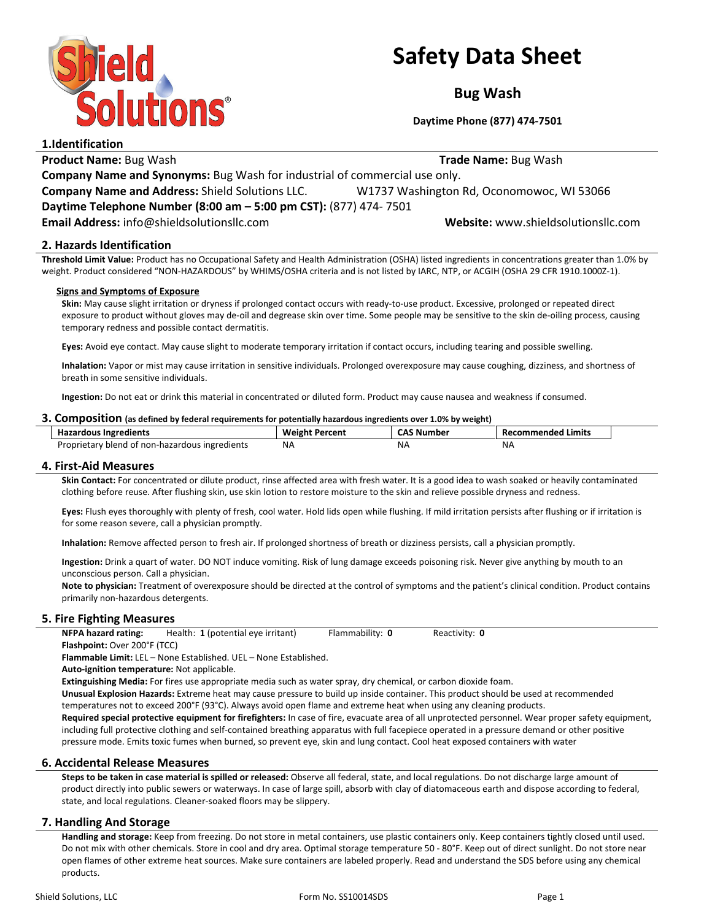# Safety Data Sheet

## Bug Wash

**Daytime Phone (877) 474-7501**

## 1.Identification

**Product Name:** Bug Wash **Trade Name:** Bug Wash

**Company Name and Synonyms:** Bug Wash for industrial of commercial use only.

**Company Name and Address:** Shield Solutions LLC. W1737 Washington Rd, Oconomowoc, WI 53066

**Daytime Telephone Number (8:00 am – 5:00 pm CST):** (877) 474- 7501

**Email Address:** info@shieldsolutionsllc.com **Website:** www.shieldsolutionsllc.com

## 2. Hazards Identification

**Threshold Limit Value:** Product has no Occupational Safety and Health Administration (OSHA) listed ingredients in concentrations greater than 1.0% by weight. Product considered "NON-HAZARDOUS" by WHIMS/OSHA criteria and is not listed by IARC, NTP, or ACGIH (OSHA 29 CFR 1910.1000Z-1).

### Signs and Symptoms of Exposure

**Skin:** May cause slight irritation or dryness if prolonged contact occurs with ready-to-use product. Excessive, prolonged or repeated direct exposure to product without gloves may de-oil and degrease skin over time. Some people may be sensitive to the skin de-oiling process, causing temporary redness and possible contact dermatitis.

**Eyes:** Avoid eye contact. May cause slight to moderate temporary irritation if contact occurs, including tearing and possible swelling.

**Inhalation:** Vapor or mist may cause irritation in sensitive individuals. Prolonged overexposure may cause coughing, dizziness, and shortness of breath in some sensitive individuals.

**Ingestion:** Do not eat or drink this material in concentrated or diluted form. Product may cause nausea and weakness if consumed.

## 3. Composition (as defined by federal requirements for potentially hazardous ingredients over 1.0% by weight)

| Hazardous Ingredients | Weight Percent | CAS Number | Recommended Limits |
|---|---|---|---|
| Proprietary blend of non-hazardous ingredients | NA | NA | NA |

## 4. First-Aid Measures

**Skin Contact:** For concentrated or dilute product, rinse affected area with fresh water. It is a good idea to wash soaked or heavily contaminated clothing before reuse. After flushing skin, use skin lotion to restore moisture to the skin and relieve possible dryness and redness.

**Eyes:** Flush eyes thoroughly with plenty of fresh, cool water. Hold lids open while flushing. If mild irritation persists after flushing or if irritation is for some reason severe, call a physician promptly.

**Inhalation:** Remove affected person to fresh air. If prolonged shortness of breath or dizziness persists, call a physician promptly.

**Ingestion:** Drink a quart of water. DO NOT induce vomiting. Risk of lung damage exceeds poisoning risk. Never give anything by mouth to an unconscious person. Call a physician.

**Note to physician:** Treatment of overexposure should be directed at the control of symptoms and the patient's clinical condition. Product contains primarily non-hazardous detergents.

## 5. Fire Fighting Measures

**NFPA hazard rating:** Health: **1** (potential eye irritant) Flammability: **0** Reactivity: **0**

**Flashpoint:** Over 200°F (TCC)

**Flammable Limit:** LEL – None Established. UEL – None Established.

**Auto-ignition temperature:** Not applicable.

**Extinguishing Media:** For fires use appropriate media such as water spray, dry chemical, or carbon dioxide foam.

**Unusual Explosion Hazards:** Extreme heat may cause pressure to build up inside container. This product should be used at recommended temperatures not to exceed 200°F (93°C). Always avoid open flame and extreme heat when using any cleaning products.

**Required special protective equipment for firefighters:** In case of fire, evacuate area of all unprotected personnel. Wear proper safety equipment, including full protective clothing and self-contained breathing apparatus with full facepiece operated in a pressure demand or other positive pressure mode. Emits toxic fumes when burned, so prevent eye, skin and lung contact. Cool heat exposed containers with water

## 6. Accidental Release Measures

**Steps to be taken in case material is spilled or released:** Observe all federal, state, and local regulations. Do not discharge large amount of product directly into public sewers or waterways. In case of large spill, absorb with clay of diatomaceous earth and dispose according to federal, state, and local regulations. Cleaner-soaked floors may be slippery.

## 7. Handling And Storage

**Handling and storage:** Keep from freezing. Do not store in metal containers, use plastic containers only. Keep containers tightly closed until used. Do not mix with other chemicals. Store in cool and dry area. Optimal storage temperature 50 - 80°F. Keep out of direct sunlight. Do not store near open flames of other extreme heat sources. Make sure containers are labeled properly. Read and understand the SDS before using any chemical products.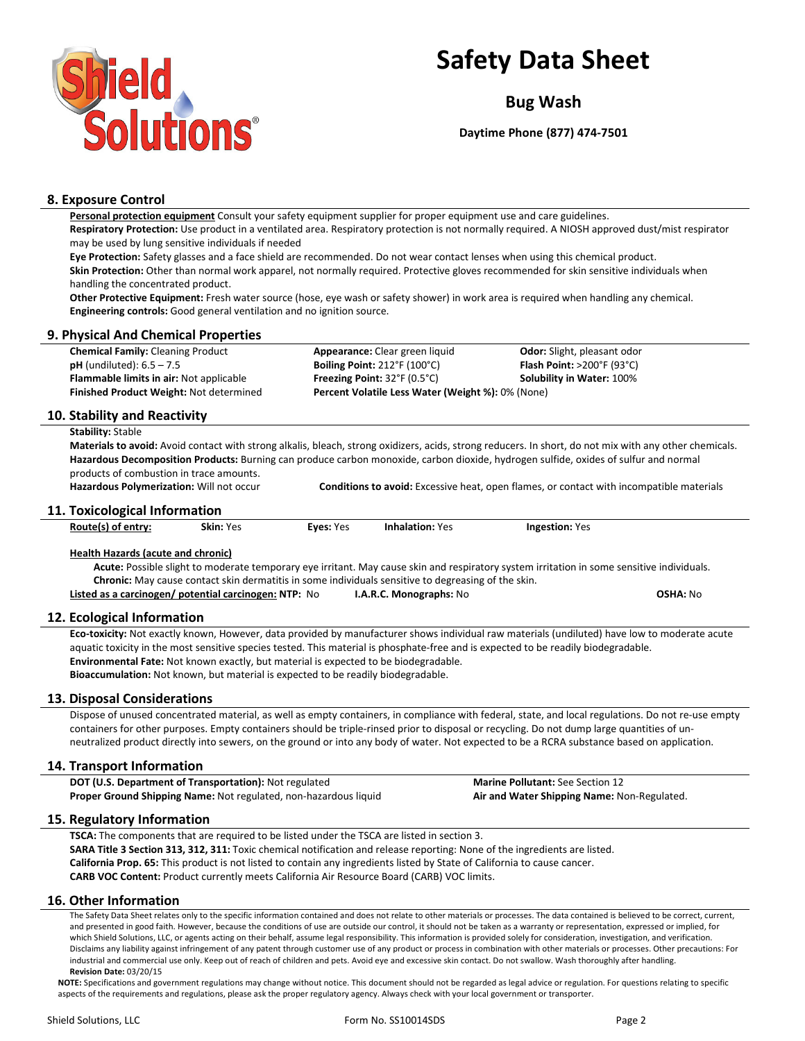# Safety Data Sheet

## Bug Wash

**Daytime Phone (877) 474-7501**

## 8. Exposure Control

**Personal protection equipment** Consult your safety equipment supplier for proper equipment use and care guidelines.

**Respiratory Protection:** Use product in a ventilated area. Respiratory protection is not normally required. A NIOSH approved dust/mist respirator may be used by lung sensitive individuals if needed

**Eye Protection:** Safety glasses and a face shield are recommended. Do not wear contact lenses when using this chemical product.

**Skin Protection:** Other than normal work apparel, not normally required. Protective gloves recommended for skin sensitive individuals when handling the concentrated product.

**Other Protective Equipment:** Fresh water source (hose, eye wash or safety shower) in work area is required when handling any chemical.

**Engineering controls:** Good general ventilation and no ignition source.

## 9. Physical And Chemical Properties

| | | |
|---|---|---|
| **Chemical Family:** Cleaning Product | **Appearance:** Clear green liquid | **Odor:** Slight, pleasant odor |
| **pH** (undiluted): 6.5 – 7.5 | **Boiling Point:** 212°F (100°C) | **Flash Point:** >200°F (93°C) |
| **Flammable limits in air:** Not applicable | **Freezing Point:** 32°F (0.5°C) | **Solubility in Water:** 100% |
| **Finished Product Weight:** Not determined | **Percent Volatile Less Water (Weight %):** 0% (None) | |

## 10. Stability and Reactivity

**Stability:** Stable

**Materials to avoid:** Avoid contact with strong alkalis, bleach, strong oxidizers, acids, strong reducers. In short, do not mix with any other chemicals.

**Hazardous Decomposition Products:** Burning can produce carbon monoxide, carbon dioxide, hydrogen sulfide, oxides of sulfur and normal products of combustion in trace amounts.

**Hazardous Polymerization:** Will not occur

**Conditions to avoid:** Excessive heat, open flames, or contact with incompatible materials

## 11. Toxicological Information

**Route(s) of entry:** **Skin:** Yes **Eyes:** Yes **Inhalation:** Yes **Ingestion:** Yes

**Health Hazards (acute and chronic)**

**Acute:** Possible slight to moderate temporary eye irritant. May cause skin and respiratory system irritation in some sensitive individuals.

**Chronic:** May cause contact skin dermatitis in some individuals sensitive to degreasing of the skin.

**Listed as a carcinogen/ potential carcinogen:** **NTP:** No **I.A.R.C. Monographs:** No **OSHA:** No

## 12. Ecological Information

**Eco-toxicity:** Not exactly known, However, data provided by manufacturer shows individual raw materials (undiluted) have low to moderate acute aquatic toxicity in the most sensitive species tested. This material is phosphate-free and is expected to be readily biodegradable.

**Environmental Fate:** Not known exactly, but material is expected to be biodegradable.

**Bioaccumulation:** Not known, but material is expected to be readily biodegradable.

## 13. Disposal Considerations

Dispose of unused concentrated material, as well as empty containers, in compliance with federal, state, and local regulations. Do not re-use empty containers for other purposes. Empty containers should be triple-rinsed prior to disposal or recycling. Do not dump large quantities of un-neutralized product directly into sewers, on the ground or into any body of water. Not expected to be a RCRA substance based on application.

## 14. Transport Information

**DOT (U.S. Department of Transportation):** Not regulated

**Proper Ground Shipping Name:** Not regulated, non-hazardous liquid

**Marine Pollutant:** See Section 12

**Air and Water Shipping Name:** Non-Regulated.

## 15. Regulatory Information

**TSCA:** The components that are required to be listed under the TSCA are listed in section 3.

**SARA Title 3 Section 313, 312, 311:** Toxic chemical notification and release reporting: None of the ingredients are listed.

**California Prop. 65:** This product is not listed to contain any ingredients listed by State of California to cause cancer.

**CARB VOC Content:** Product currently meets California Air Resource Board (CARB) VOC limits.

## 16. Other Information

The Safety Data Sheet relates only to the specific information contained and does not relate to other materials or processes. The data contained is believed to be correct, current, and presented in good faith. However, because the conditions of use are outside our control, it should not be taken as a warranty or representation, expressed or implied, for which Shield Solutions, LLC, or agents acting on their behalf, assume legal responsibility. This information is provided solely for consideration, investigation, and verification. Disclaims any liability against infringement of any patent through customer use of any product or process in combination with other materials or processes. Other precautions: For industrial and commercial use only. Keep out of reach of children and pets. Avoid eye and excessive skin contact. Do not swallow. Wash thoroughly after handling.

**Revision Date:** 03/20/15

**NOTE:** Specifications and government regulations may change without notice. This document should not be regarded as legal advice or regulation. For questions relating to specific aspects of the requirements and regulations, please ask the proper regulatory agency. Always check with your local government or transporter.

Shield Solutions, LLC Form No. SS10014SDS